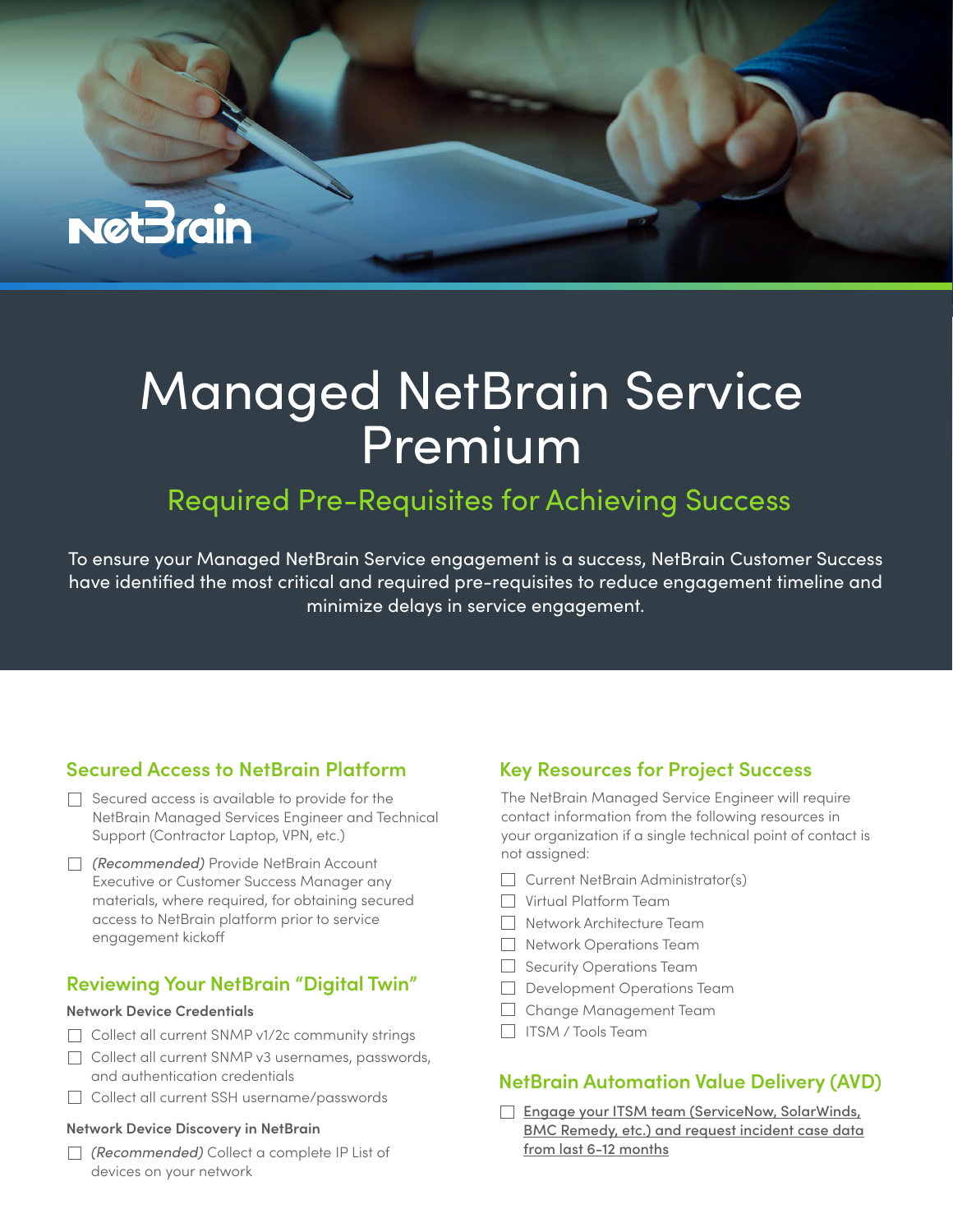# Managed NetBrain Service Premium

## Required Pre-Requisites for Achieving Success

To ensure your Managed NetBrain Service engagement is a success, NetBrain Customer Success have identified the most critical and required pre-requisites to reduce engagement timeline and minimize delays in service engagement.

### Secured Access to NetBrain Platform

- [ ] Secured access is available to provide for the NetBrain Managed Services Engineer and Technical Support (Contractor Laptop, VPN, etc.)
- [ ] *(Recommended)* Provide NetBrain Account Executive or Customer Success Manager any materials, where required, for obtaining secured access to NetBrain platform prior to service engagement kickoff

### Reviewing Your NetBrain "Digital Twin"

**Network Device Credentials**

- [ ] Collect all current SNMP v1/2c community strings
- [ ] Collect all current SNMP v3 usernames, passwords, and authentication credentials
- [ ] Collect all current SSH username/passwords

**Network Device Discovery in NetBrain**

- [ ] *(Recommended)* Collect a complete IP List of devices on your network

### Key Resources for Project Success

The NetBrain Managed Service Engineer will require contact information from the following resources in your organization if a single technical point of contact is not assigned:

- [ ] Current NetBrain Administrator(s)
- [ ] Virtual Platform Team
- [ ] Network Architecture Team
- [ ] Network Operations Team
- [ ] Security Operations Team
- [ ] Development Operations Team
- [ ] Change Management Team
- [ ] ITSM / Tools Team

### NetBrain Automation Value Delivery (AVD)

- [ ] Engage your ITSM team (ServiceNow, SolarWinds, BMC Remedy, etc.) and request incident case data from last 6-12 months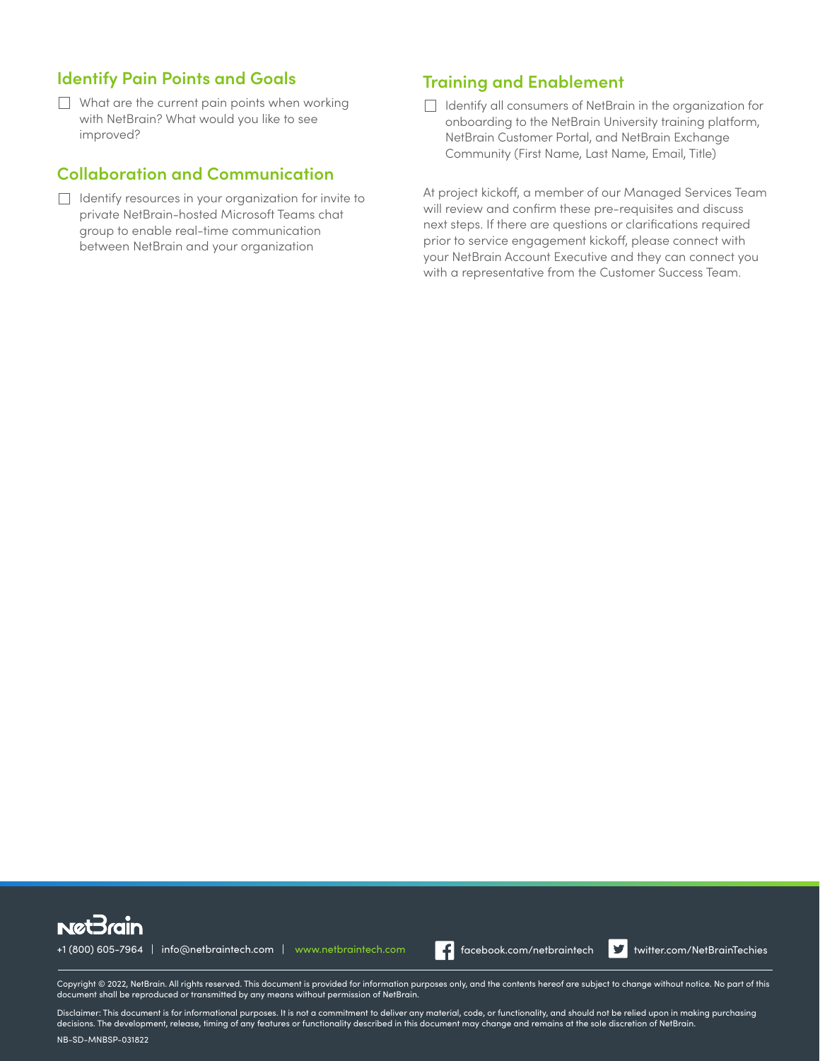## Identify Pain Points and Goals

- [ ] What are the current pain points when working with NetBrain? What would you like to see improved?

## Collaboration and Communication

- [ ] Identify resources in your organization for invite to private NetBrain-hosted Microsoft Teams chat group to enable real-time communication between NetBrain and your organization

## Training and Enablement

- [ ] Identify all consumers of NetBrain in the organization for onboarding to the NetBrain University training platform, NetBrain Customer Portal, and NetBrain Exchange Community (First Name, Last Name, Email, Title)

At project kickoff, a member of our Managed Services Team will review and confirm these pre-requisites and discuss next steps. If there are questions or clarifications required prior to service engagement kickoff, please connect with your NetBrain Account Executive and they can connect you with a representative from the Customer Success Team.

NetBrain

+1 (800) 605-7964 | info@netbraintech.com | www.netbraintech.com | facebook.com/netbraintech | twitter.com/NetBrainTechies

Copyright © 2022, NetBrain. All rights reserved. This document is provided for information purposes only, and the contents hereof are subject to change without notice. No part of this document shall be reproduced or transmitted by any means without permission of NetBrain.

Disclaimer: This document is for informational purposes. It is not a commitment to deliver any material, code, or functionality, and should not be relied upon in making purchasing decisions. The development, release, timing of any features or functionality described in this document may change and remains at the sole discretion of NetBrain.

NB-SD-MNBSP-031822